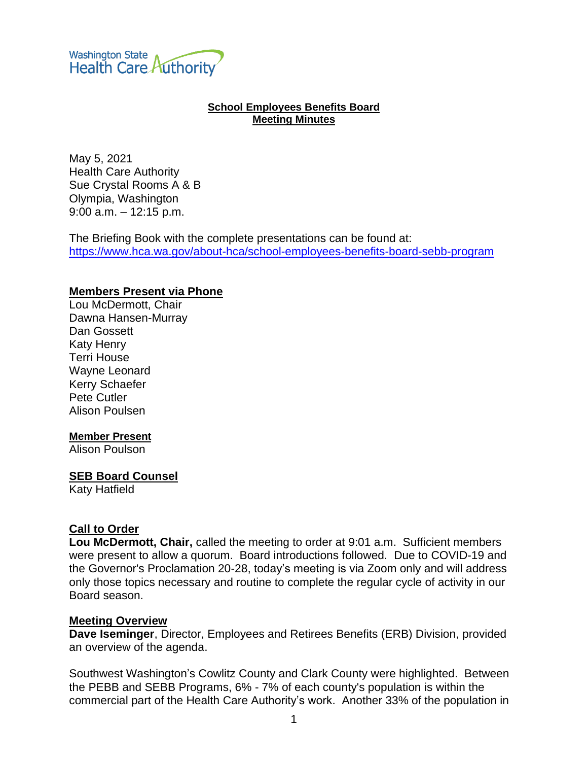Washington State Health Care Authority

**School Employees Benefits Board**
**Meeting Minutes**

May 5, 2021
Health Care Authority
Sue Crystal Rooms A & B
Olympia, Washington
9:00 a.m. – 12:15 p.m.

The Briefing Book with the complete presentations can be found at:
https://www.hca.wa.gov/about-hca/school-employees-benefits-board-sebb-program

**Members Present via Phone**
Lou McDermott, Chair
Dawna Hansen-Murray
Dan Gossett
Katy Henry
Terri House
Wayne Leonard
Kerry Schaefer
Pete Cutler
Alison Poulsen

**Member Present**
Alison Poulson

**SEB Board Counsel**
Katy Hatfield

**Call to Order**
**Lou McDermott, Chair,** called the meeting to order at 9:01 a.m. Sufficient members were present to allow a quorum. Board introductions followed. Due to COVID-19 and the Governor's Proclamation 20-28, today's meeting is via Zoom only and will address only those topics necessary and routine to complete the regular cycle of activity in our Board season.

**Meeting Overview**
**Dave Iseminger**, Director, Employees and Retirees Benefits (ERB) Division, provided an overview of the agenda.

Southwest Washington's Cowlitz County and Clark County were highlighted. Between the PEBB and SEBB Programs, 6% - 7% of each county's population is within the commercial part of the Health Care Authority's work. Another 33% of the population in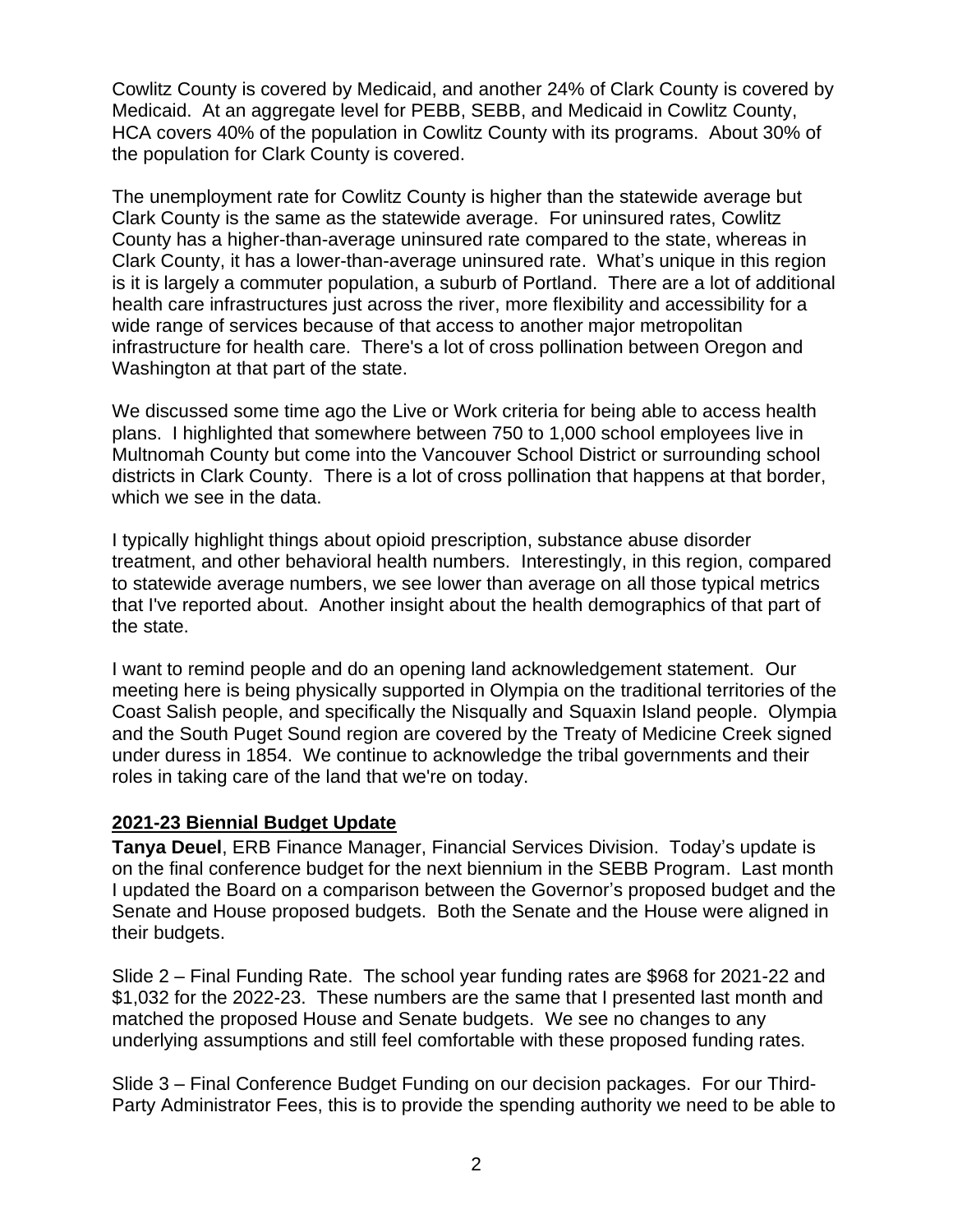Cowlitz County is covered by Medicaid, and another 24% of Clark County is covered by Medicaid. At an aggregate level for PEBB, SEBB, and Medicaid in Cowlitz County, HCA covers 40% of the population in Cowlitz County with its programs. About 30% of the population for Clark County is covered.

The unemployment rate for Cowlitz County is higher than the statewide average but Clark County is the same as the statewide average. For uninsured rates, Cowlitz County has a higher-than-average uninsured rate compared to the state, whereas in Clark County, it has a lower-than-average uninsured rate. What's unique in this region is it is largely a commuter population, a suburb of Portland. There are a lot of additional health care infrastructures just across the river, more flexibility and accessibility for a wide range of services because of that access to another major metropolitan infrastructure for health care. There's a lot of cross pollination between Oregon and Washington at that part of the state.

We discussed some time ago the Live or Work criteria for being able to access health plans. I highlighted that somewhere between 750 to 1,000 school employees live in Multnomah County but come into the Vancouver School District or surrounding school districts in Clark County. There is a lot of cross pollination that happens at that border, which we see in the data.

I typically highlight things about opioid prescription, substance abuse disorder treatment, and other behavioral health numbers. Interestingly, in this region, compared to statewide average numbers, we see lower than average on all those typical metrics that I've reported about. Another insight about the health demographics of that part of the state.

I want to remind people and do an opening land acknowledgement statement. Our meeting here is being physically supported in Olympia on the traditional territories of the Coast Salish people, and specifically the Nisqually and Squaxin Island people. Olympia and the South Puget Sound region are covered by the Treaty of Medicine Creek signed under duress in 1854. We continue to acknowledge the tribal governments and their roles in taking care of the land that we're on today.

## 2021-23 Biennial Budget Update

**Tanya Deuel**, ERB Finance Manager, Financial Services Division. Today's update is on the final conference budget for the next biennium in the SEBB Program. Last month I updated the Board on a comparison between the Governor's proposed budget and the Senate and House proposed budgets. Both the Senate and the House were aligned in their budgets.

Slide 2 – Final Funding Rate. The school year funding rates are $968 for 2021-22 and $1,032 for the 2022-23. These numbers are the same that I presented last month and matched the proposed House and Senate budgets. We see no changes to any underlying assumptions and still feel comfortable with these proposed funding rates.

Slide 3 – Final Conference Budget Funding on our decision packages. For our Third-Party Administrator Fees, this is to provide the spending authority we need to be able to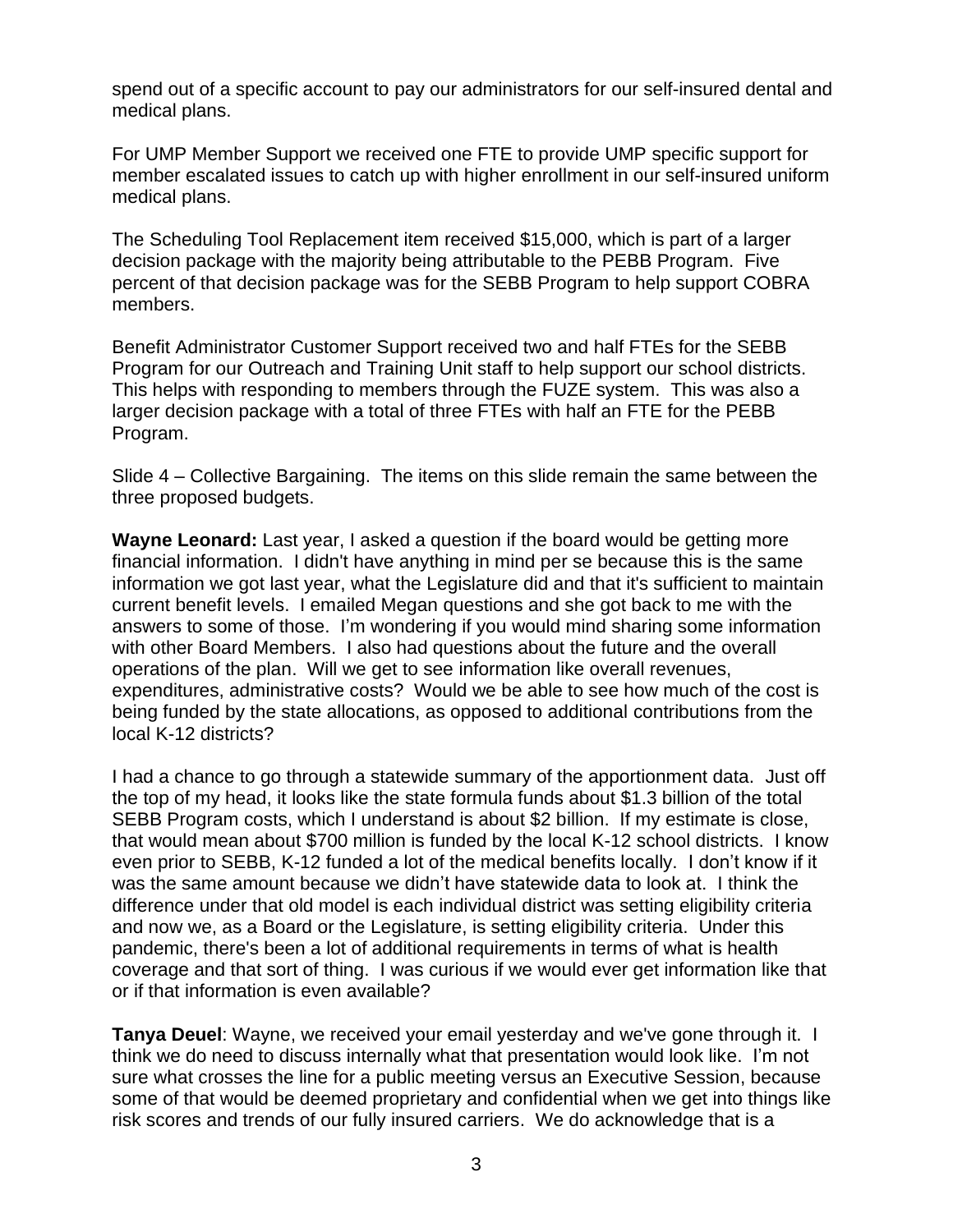spend out of a specific account to pay our administrators for our self-insured dental and medical plans.

For UMP Member Support we received one FTE to provide UMP specific support for member escalated issues to catch up with higher enrollment in our self-insured uniform medical plans.

The Scheduling Tool Replacement item received $15,000, which is part of a larger decision package with the majority being attributable to the PEBB Program. Five percent of that decision package was for the SEBB Program to help support COBRA members.

Benefit Administrator Customer Support received two and half FTEs for the SEBB Program for our Outreach and Training Unit staff to help support our school districts. This helps with responding to members through the FUZE system. This was also a larger decision package with a total of three FTEs with half an FTE for the PEBB Program.

Slide 4 – Collective Bargaining. The items on this slide remain the same between the three proposed budgets.

**Wayne Leonard:** Last year, I asked a question if the board would be getting more financial information. I didn't have anything in mind per se because this is the same information we got last year, what the Legislature did and that it's sufficient to maintain current benefit levels. I emailed Megan questions and she got back to me with the answers to some of those. I'm wondering if you would mind sharing some information with other Board Members. I also had questions about the future and the overall operations of the plan. Will we get to see information like overall revenues, expenditures, administrative costs? Would we be able to see how much of the cost is being funded by the state allocations, as opposed to additional contributions from the local K-12 districts?

I had a chance to go through a statewide summary of the apportionment data. Just off the top of my head, it looks like the state formula funds about $1.3 billion of the total SEBB Program costs, which I understand is about $2 billion. If my estimate is close, that would mean about $700 million is funded by the local K-12 school districts. I know even prior to SEBB, K-12 funded a lot of the medical benefits locally. I don't know if it was the same amount because we didn't have statewide data to look at. I think the difference under that old model is each individual district was setting eligibility criteria and now we, as a Board or the Legislature, is setting eligibility criteria. Under this pandemic, there's been a lot of additional requirements in terms of what is health coverage and that sort of thing. I was curious if we would ever get information like that or if that information is even available?

**Tanya Deuel**: Wayne, we received your email yesterday and we've gone through it. I think we do need to discuss internally what that presentation would look like. I'm not sure what crosses the line for a public meeting versus an Executive Session, because some of that would be deemed proprietary and confidential when we get into things like risk scores and trends of our fully insured carriers. We do acknowledge that is a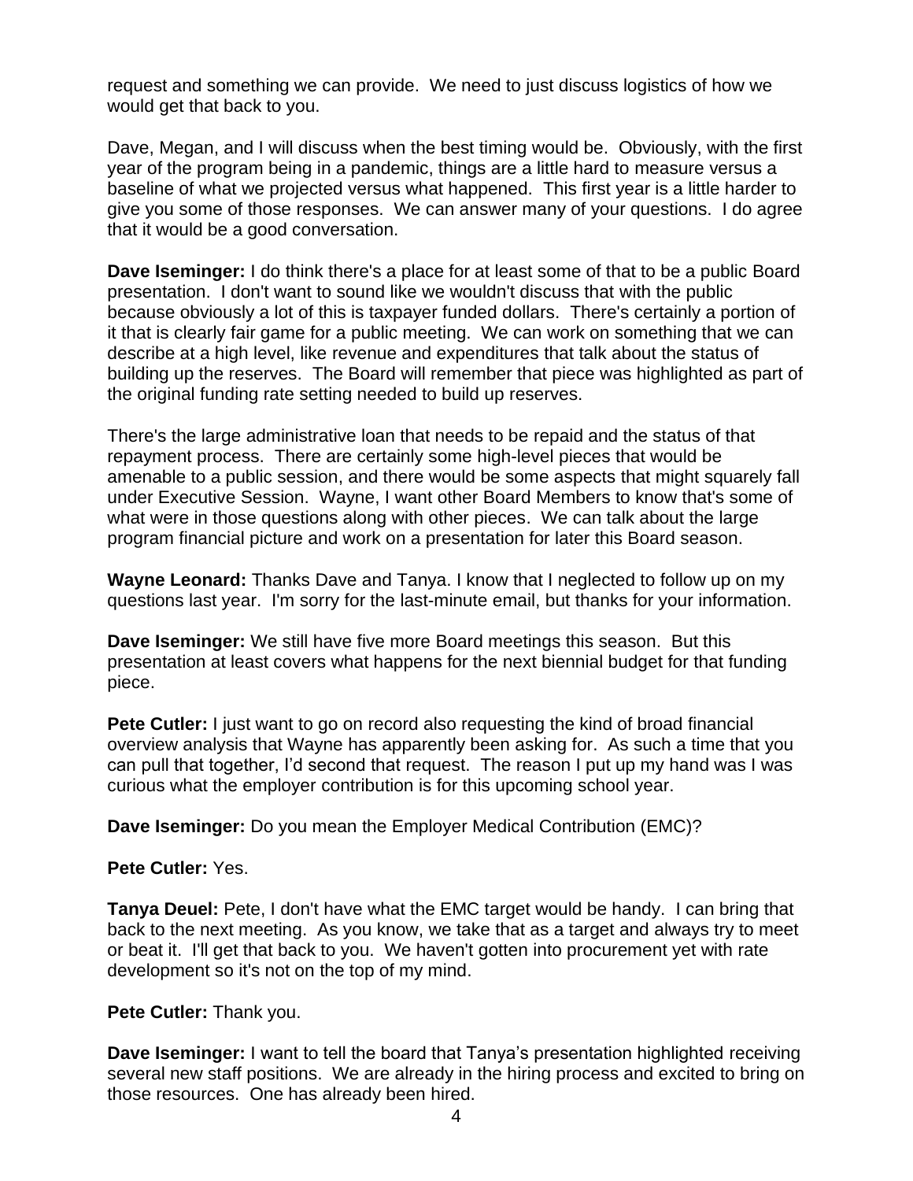request and something we can provide. We need to just discuss logistics of how we would get that back to you.

Dave, Megan, and I will discuss when the best timing would be. Obviously, with the first year of the program being in a pandemic, things are a little hard to measure versus a baseline of what we projected versus what happened. This first year is a little harder to give you some of those responses. We can answer many of your questions. I do agree that it would be a good conversation.

**Dave Iseminger:** I do think there's a place for at least some of that to be a public Board presentation. I don't want to sound like we wouldn't discuss that with the public because obviously a lot of this is taxpayer funded dollars. There's certainly a portion of it that is clearly fair game for a public meeting. We can work on something that we can describe at a high level, like revenue and expenditures that talk about the status of building up the reserves. The Board will remember that piece was highlighted as part of the original funding rate setting needed to build up reserves.

There's the large administrative loan that needs to be repaid and the status of that repayment process. There are certainly some high-level pieces that would be amenable to a public session, and there would be some aspects that might squarely fall under Executive Session. Wayne, I want other Board Members to know that's some of what were in those questions along with other pieces. We can talk about the large program financial picture and work on a presentation for later this Board season.

**Wayne Leonard:** Thanks Dave and Tanya. I know that I neglected to follow up on my questions last year. I'm sorry for the last-minute email, but thanks for your information.

**Dave Iseminger:** We still have five more Board meetings this season. But this presentation at least covers what happens for the next biennial budget for that funding piece.

**Pete Cutler:** I just want to go on record also requesting the kind of broad financial overview analysis that Wayne has apparently been asking for. As such a time that you can pull that together, I'd second that request. The reason I put up my hand was I was curious what the employer contribution is for this upcoming school year.

**Dave Iseminger:** Do you mean the Employer Medical Contribution (EMC)?

**Pete Cutler:** Yes.

**Tanya Deuel:** Pete, I don't have what the EMC target would be handy. I can bring that back to the next meeting. As you know, we take that as a target and always try to meet or beat it. I'll get that back to you. We haven't gotten into procurement yet with rate development so it's not on the top of my mind.

**Pete Cutler:** Thank you.

**Dave Iseminger:** I want to tell the board that Tanya's presentation highlighted receiving several new staff positions. We are already in the hiring process and excited to bring on those resources. One has already been hired.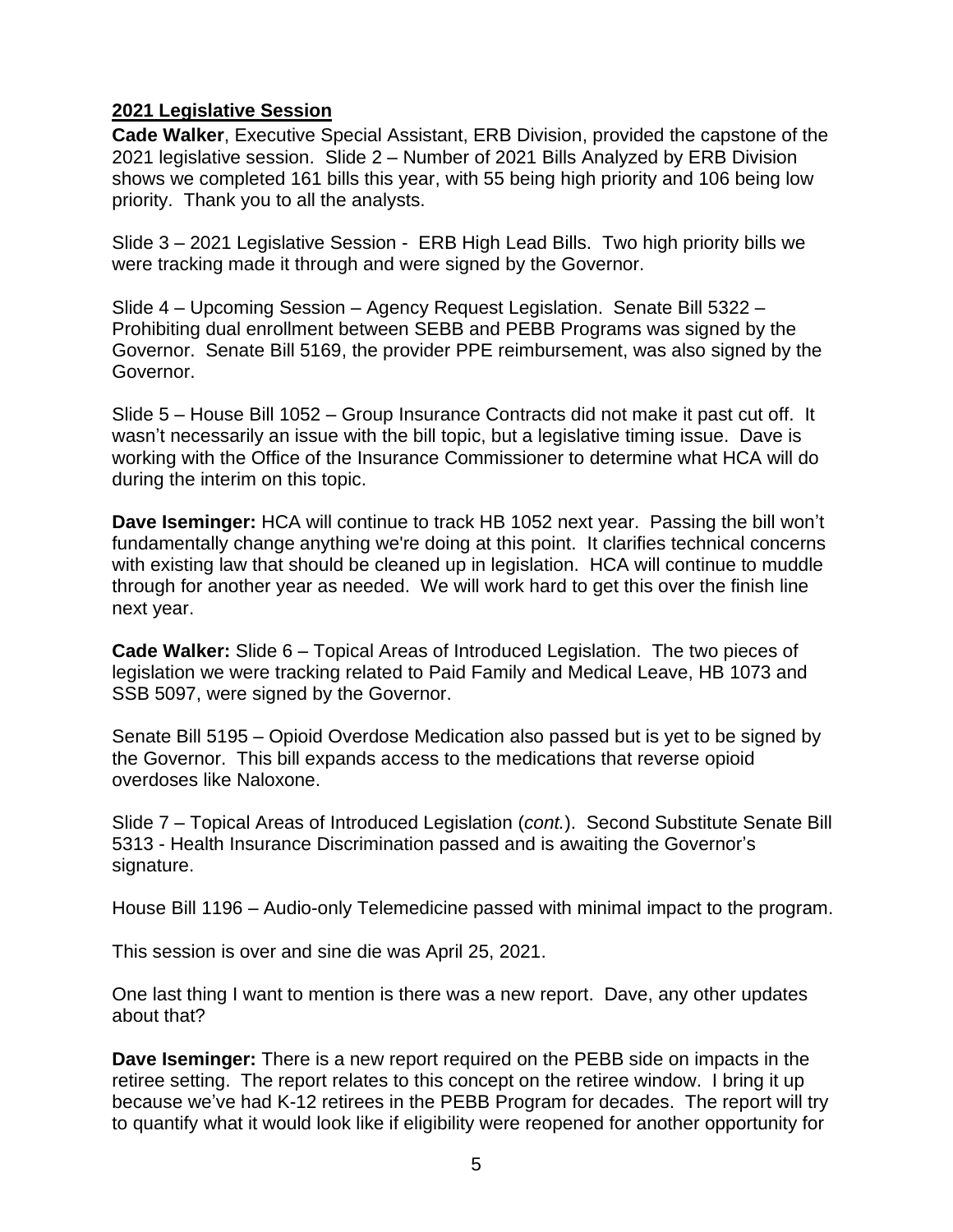## 2021 Legislative Session

**Cade Walker**, Executive Special Assistant, ERB Division, provided the capstone of the 2021 legislative session. Slide 2 – Number of 2021 Bills Analyzed by ERB Division shows we completed 161 bills this year, with 55 being high priority and 106 being low priority. Thank you to all the analysts.

Slide 3 – 2021 Legislative Session - ERB High Lead Bills. Two high priority bills we were tracking made it through and were signed by the Governor.

Slide 4 – Upcoming Session – Agency Request Legislation. Senate Bill 5322 – Prohibiting dual enrollment between SEBB and PEBB Programs was signed by the Governor. Senate Bill 5169, the provider PPE reimbursement, was also signed by the Governor.

Slide 5 – House Bill 1052 – Group Insurance Contracts did not make it past cut off. It wasn't necessarily an issue with the bill topic, but a legislative timing issue. Dave is working with the Office of the Insurance Commissioner to determine what HCA will do during the interim on this topic.

**Dave Iseminger:** HCA will continue to track HB 1052 next year. Passing the bill won't fundamentally change anything we're doing at this point. It clarifies technical concerns with existing law that should be cleaned up in legislation. HCA will continue to muddle through for another year as needed. We will work hard to get this over the finish line next year.

**Cade Walker:** Slide 6 – Topical Areas of Introduced Legislation. The two pieces of legislation we were tracking related to Paid Family and Medical Leave, HB 1073 and SSB 5097, were signed by the Governor.

Senate Bill 5195 – Opioid Overdose Medication also passed but is yet to be signed by the Governor. This bill expands access to the medications that reverse opioid overdoses like Naloxone.

Slide 7 – Topical Areas of Introduced Legislation (*cont.*). Second Substitute Senate Bill 5313 - Health Insurance Discrimination passed and is awaiting the Governor's signature.

House Bill 1196 – Audio-only Telemedicine passed with minimal impact to the program.

This session is over and sine die was April 25, 2021.

One last thing I want to mention is there was a new report. Dave, any other updates about that?

**Dave Iseminger:** There is a new report required on the PEBB side on impacts in the retiree setting. The report relates to this concept on the retiree window. I bring it up because we've had K-12 retirees in the PEBB Program for decades. The report will try to quantify what it would look like if eligibility were reopened for another opportunity for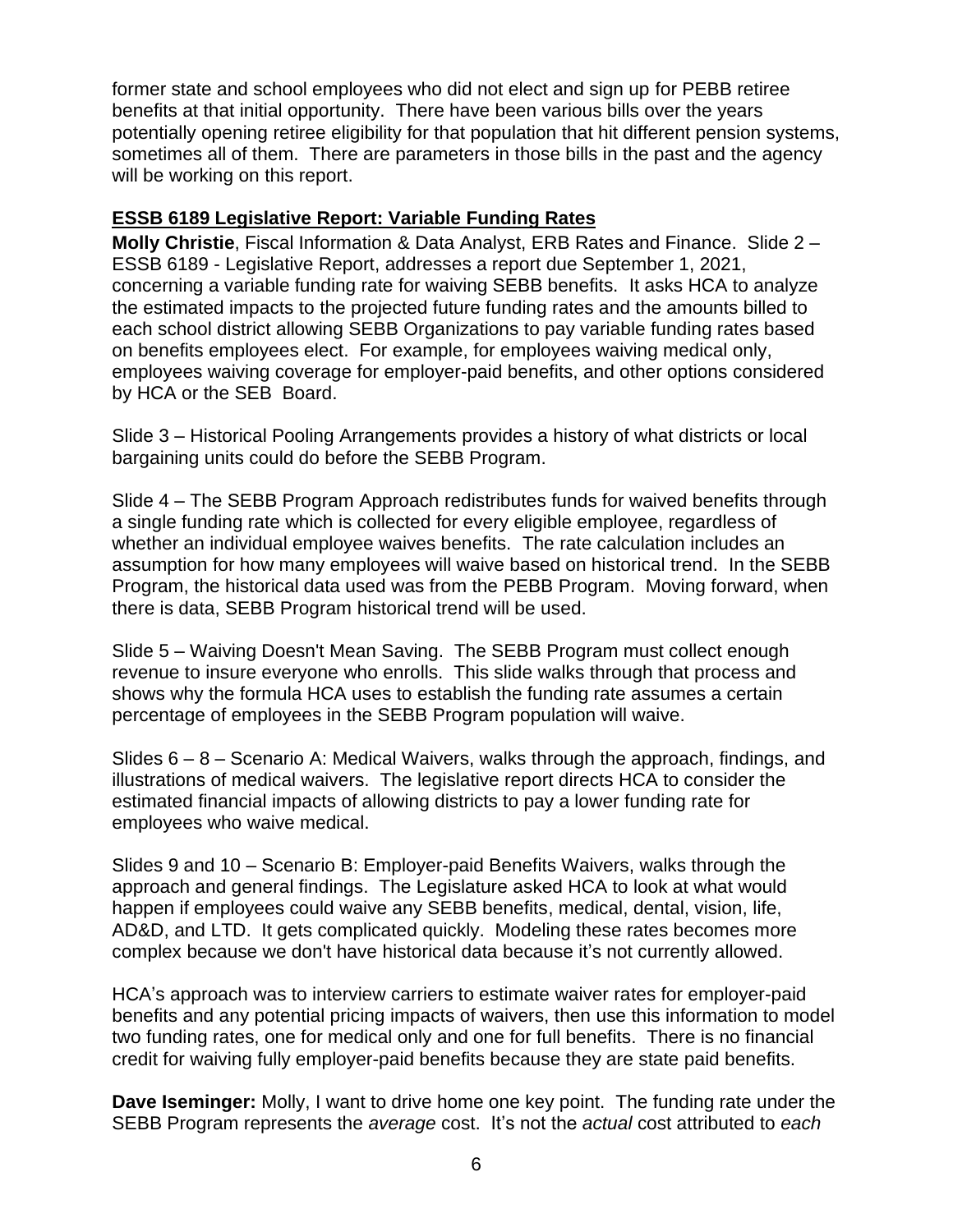former state and school employees who did not elect and sign up for PEBB retiree benefits at that initial opportunity. There have been various bills over the years potentially opening retiree eligibility for that population that hit different pension systems, sometimes all of them. There are parameters in those bills in the past and the agency will be working on this report.

**ESSB 6189 Legislative Report: Variable Funding Rates**

**Molly Christie**, Fiscal Information & Data Analyst, ERB Rates and Finance. Slide 2 – ESSB 6189 - Legislative Report, addresses a report due September 1, 2021, concerning a variable funding rate for waiving SEBB benefits. It asks HCA to analyze the estimated impacts to the projected future funding rates and the amounts billed to each school district allowing SEBB Organizations to pay variable funding rates based on benefits employees elect. For example, for employees waiving medical only, employees waiving coverage for employer-paid benefits, and other options considered by HCA or the SEB Board.

Slide 3 – Historical Pooling Arrangements provides a history of what districts or local bargaining units could do before the SEBB Program.

Slide 4 – The SEBB Program Approach redistributes funds for waived benefits through a single funding rate which is collected for every eligible employee, regardless of whether an individual employee waives benefits. The rate calculation includes an assumption for how many employees will waive based on historical trend. In the SEBB Program, the historical data used was from the PEBB Program. Moving forward, when there is data, SEBB Program historical trend will be used.

Slide 5 – Waiving Doesn't Mean Saving. The SEBB Program must collect enough revenue to insure everyone who enrolls. This slide walks through that process and shows why the formula HCA uses to establish the funding rate assumes a certain percentage of employees in the SEBB Program population will waive.

Slides 6 – 8 – Scenario A: Medical Waivers, walks through the approach, findings, and illustrations of medical waivers. The legislative report directs HCA to consider the estimated financial impacts of allowing districts to pay a lower funding rate for employees who waive medical.

Slides 9 and 10 – Scenario B: Employer-paid Benefits Waivers, walks through the approach and general findings. The Legislature asked HCA to look at what would happen if employees could waive any SEBB benefits, medical, dental, vision, life, AD&D, and LTD. It gets complicated quickly. Modeling these rates becomes more complex because we don't have historical data because it's not currently allowed.

HCA's approach was to interview carriers to estimate waiver rates for employer-paid benefits and any potential pricing impacts of waivers, then use this information to model two funding rates, one for medical only and one for full benefits. There is no financial credit for waiving fully employer-paid benefits because they are state paid benefits.

**Dave Iseminger:** Molly, I want to drive home one key point. The funding rate under the SEBB Program represents the *average* cost. It's not the *actual* cost attributed to *each*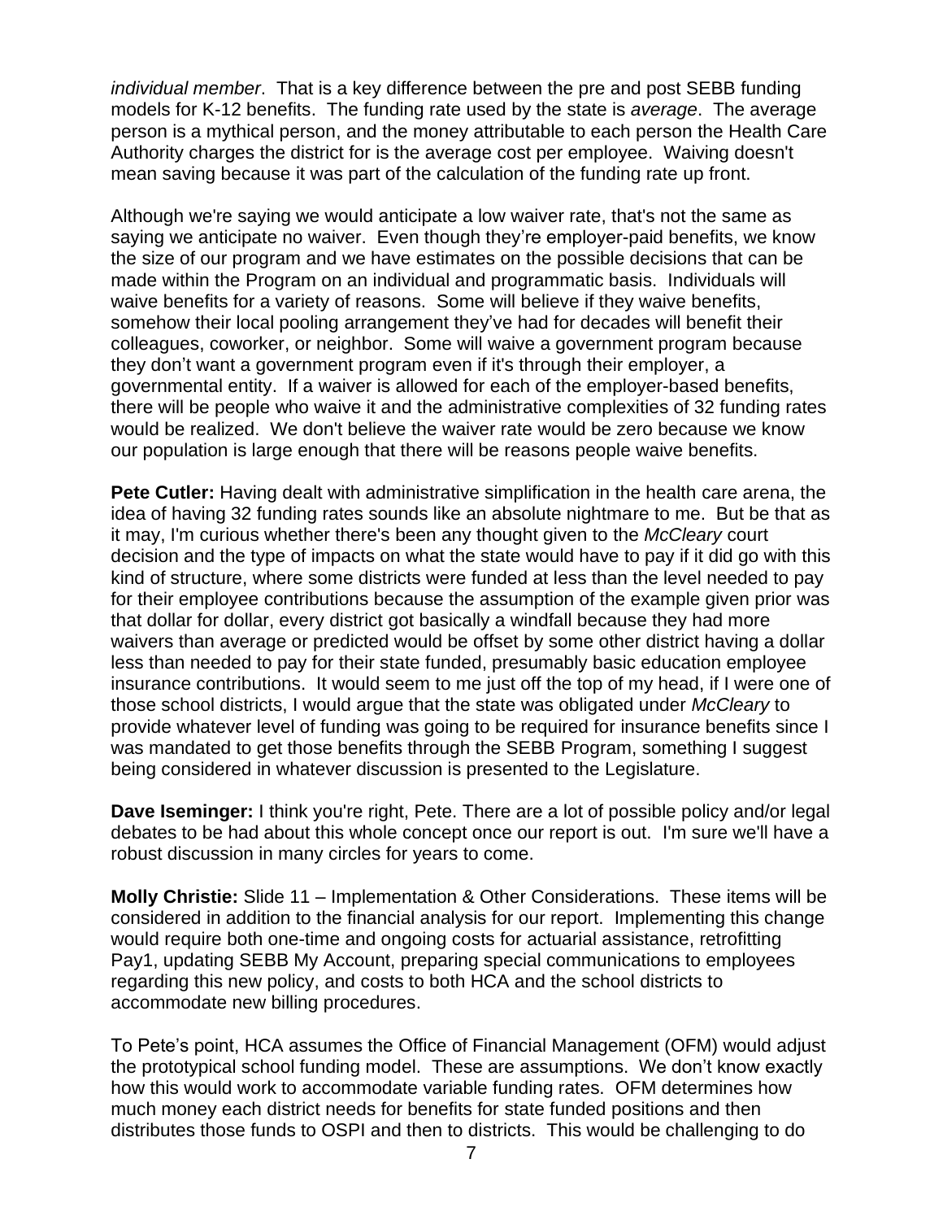*individual member*. That is a key difference between the pre and post SEBB funding models for K-12 benefits. The funding rate used by the state is *average*. The average person is a mythical person, and the money attributable to each person the Health Care Authority charges the district for is the average cost per employee. Waiving doesn't mean saving because it was part of the calculation of the funding rate up front.

Although we're saying we would anticipate a low waiver rate, that's not the same as saying we anticipate no waiver. Even though they're employer-paid benefits, we know the size of our program and we have estimates on the possible decisions that can be made within the Program on an individual and programmatic basis. Individuals will waive benefits for a variety of reasons. Some will believe if they waive benefits, somehow their local pooling arrangement they've had for decades will benefit their colleagues, coworker, or neighbor. Some will waive a government program because they don't want a government program even if it's through their employer, a governmental entity. If a waiver is allowed for each of the employer-based benefits, there will be people who waive it and the administrative complexities of 32 funding rates would be realized. We don't believe the waiver rate would be zero because we know our population is large enough that there will be reasons people waive benefits.

**Pete Cutler:** Having dealt with administrative simplification in the health care arena, the idea of having 32 funding rates sounds like an absolute nightmare to me. But be that as it may, I'm curious whether there's been any thought given to the *McCleary* court decision and the type of impacts on what the state would have to pay if it did go with this kind of structure, where some districts were funded at less than the level needed to pay for their employee contributions because the assumption of the example given prior was that dollar for dollar, every district got basically a windfall because they had more waivers than average or predicted would be offset by some other district having a dollar less than needed to pay for their state funded, presumably basic education employee insurance contributions. It would seem to me just off the top of my head, if I were one of those school districts, I would argue that the state was obligated under *McCleary* to provide whatever level of funding was going to be required for insurance benefits since I was mandated to get those benefits through the SEBB Program, something I suggest being considered in whatever discussion is presented to the Legislature.

**Dave Iseminger:** I think you're right, Pete. There are a lot of possible policy and/or legal debates to be had about this whole concept once our report is out. I'm sure we'll have a robust discussion in many circles for years to come.

**Molly Christie:** Slide 11 – Implementation & Other Considerations. These items will be considered in addition to the financial analysis for our report. Implementing this change would require both one-time and ongoing costs for actuarial assistance, retrofitting Pay1, updating SEBB My Account, preparing special communications to employees regarding this new policy, and costs to both HCA and the school districts to accommodate new billing procedures.

To Pete's point, HCA assumes the Office of Financial Management (OFM) would adjust the prototypical school funding model. These are assumptions. We don't know exactly how this would work to accommodate variable funding rates. OFM determines how much money each district needs for benefits for state funded positions and then distributes those funds to OSPI and then to districts. This would be challenging to do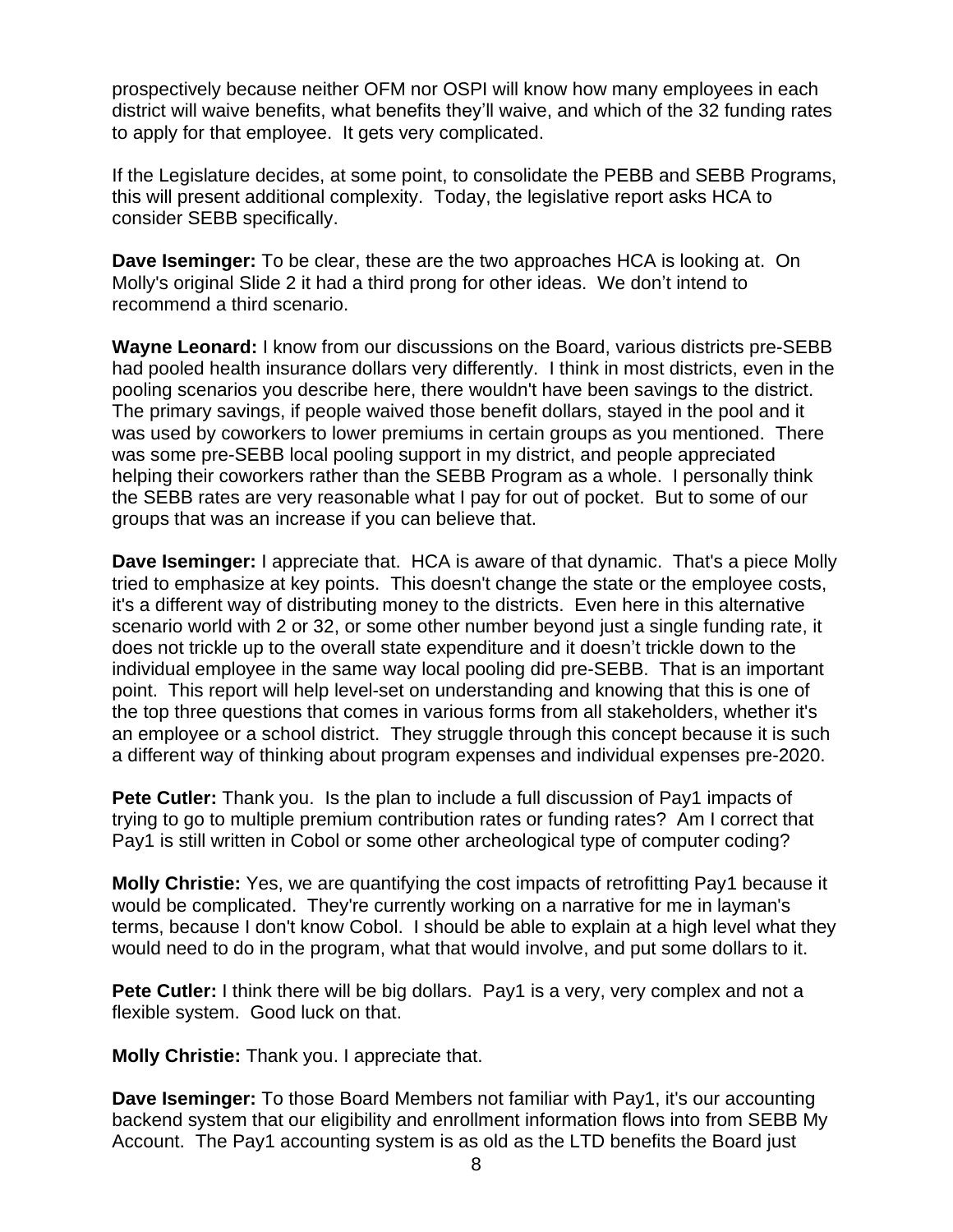prospectively because neither OFM nor OSPI will know how many employees in each district will waive benefits, what benefits they'll waive, and which of the 32 funding rates to apply for that employee. It gets very complicated.

If the Legislature decides, at some point, to consolidate the PEBB and SEBB Programs, this will present additional complexity. Today, the legislative report asks HCA to consider SEBB specifically.

**Dave Iseminger:** To be clear, these are the two approaches HCA is looking at. On Molly's original Slide 2 it had a third prong for other ideas. We don't intend to recommend a third scenario.

**Wayne Leonard:** I know from our discussions on the Board, various districts pre-SEBB had pooled health insurance dollars very differently. I think in most districts, even in the pooling scenarios you describe here, there wouldn't have been savings to the district. The primary savings, if people waived those benefit dollars, stayed in the pool and it was used by coworkers to lower premiums in certain groups as you mentioned. There was some pre-SEBB local pooling support in my district, and people appreciated helping their coworkers rather than the SEBB Program as a whole. I personally think the SEBB rates are very reasonable what I pay for out of pocket. But to some of our groups that was an increase if you can believe that.

**Dave Iseminger:** I appreciate that. HCA is aware of that dynamic. That's a piece Molly tried to emphasize at key points. This doesn't change the state or the employee costs, it's a different way of distributing money to the districts. Even here in this alternative scenario world with 2 or 32, or some other number beyond just a single funding rate, it does not trickle up to the overall state expenditure and it doesn't trickle down to the individual employee in the same way local pooling did pre-SEBB. That is an important point. This report will help level-set on understanding and knowing that this is one of the top three questions that comes in various forms from all stakeholders, whether it's an employee or a school district. They struggle through this concept because it is such a different way of thinking about program expenses and individual expenses pre-2020.

**Pete Cutler:** Thank you. Is the plan to include a full discussion of Pay1 impacts of trying to go to multiple premium contribution rates or funding rates? Am I correct that Pay1 is still written in Cobol or some other archeological type of computer coding?

**Molly Christie:** Yes, we are quantifying the cost impacts of retrofitting Pay1 because it would be complicated. They're currently working on a narrative for me in layman's terms, because I don't know Cobol. I should be able to explain at a high level what they would need to do in the program, what that would involve, and put some dollars to it.

**Pete Cutler:** I think there will be big dollars. Pay1 is a very, very complex and not a flexible system. Good luck on that.

**Molly Christie:** Thank you. I appreciate that.

**Dave Iseminger:** To those Board Members not familiar with Pay1, it's our accounting backend system that our eligibility and enrollment information flows into from SEBB My Account. The Pay1 accounting system is as old as the LTD benefits the Board just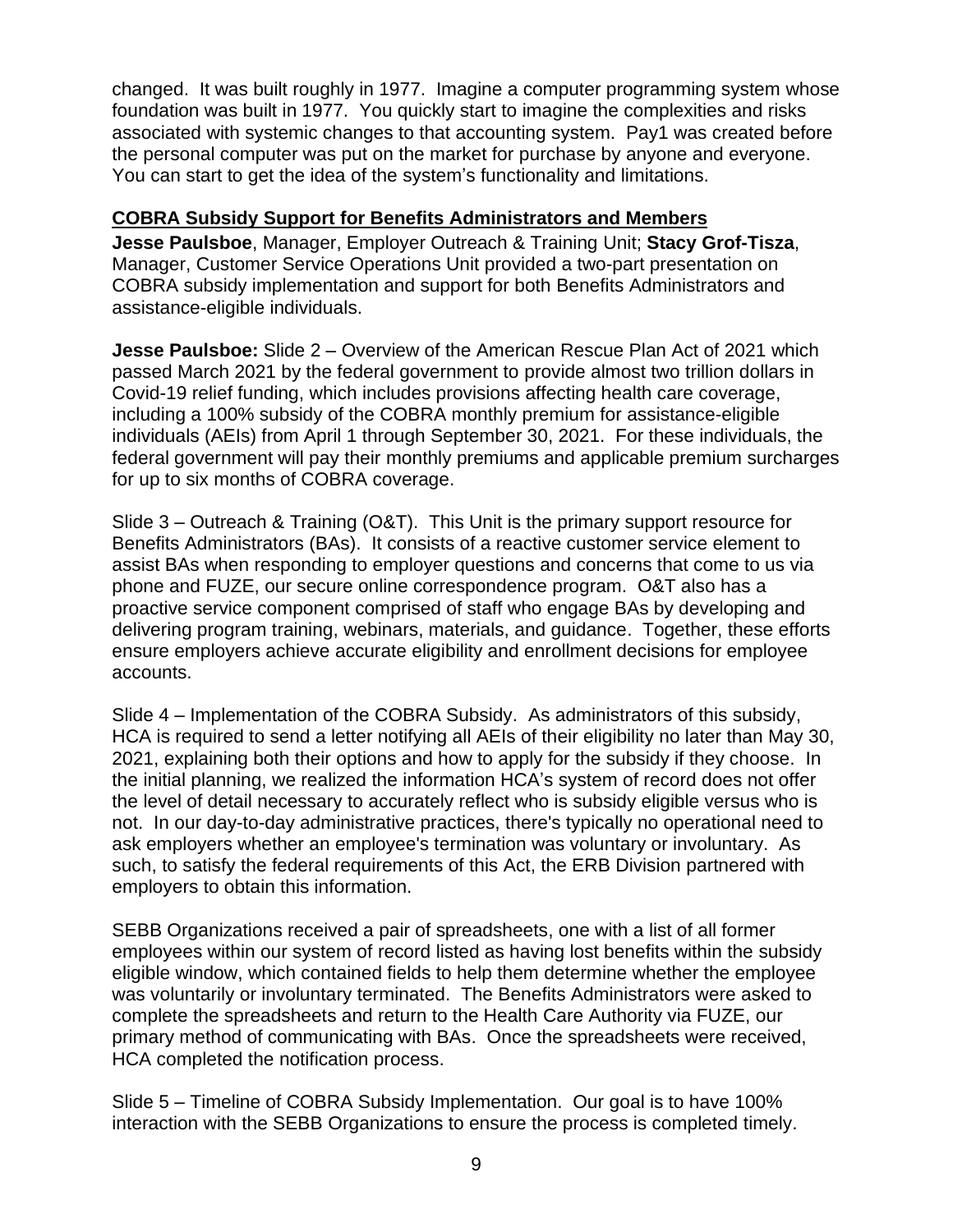changed. It was built roughly in 1977. Imagine a computer programming system whose foundation was built in 1977. You quickly start to imagine the complexities and risks associated with systemic changes to that accounting system. Pay1 was created before the personal computer was put on the market for purchase by anyone and everyone. You can start to get the idea of the system's functionality and limitations.

## COBRA Subsidy Support for Benefits Administrators and Members

**Jesse Paulsboe**, Manager, Employer Outreach & Training Unit; **Stacy Grof-Tisza**, Manager, Customer Service Operations Unit provided a two-part presentation on COBRA subsidy implementation and support for both Benefits Administrators and assistance-eligible individuals.

**Jesse Paulsboe:** Slide 2 – Overview of the American Rescue Plan Act of 2021 which passed March 2021 by the federal government to provide almost two trillion dollars in Covid-19 relief funding, which includes provisions affecting health care coverage, including a 100% subsidy of the COBRA monthly premium for assistance-eligible individuals (AEIs) from April 1 through September 30, 2021. For these individuals, the federal government will pay their monthly premiums and applicable premium surcharges for up to six months of COBRA coverage.

Slide 3 – Outreach & Training (O&T). This Unit is the primary support resource for Benefits Administrators (BAs). It consists of a reactive customer service element to assist BAs when responding to employer questions and concerns that come to us via phone and FUZE, our secure online correspondence program. O&T also has a proactive service component comprised of staff who engage BAs by developing and delivering program training, webinars, materials, and guidance. Together, these efforts ensure employers achieve accurate eligibility and enrollment decisions for employee accounts.

Slide 4 – Implementation of the COBRA Subsidy. As administrators of this subsidy, HCA is required to send a letter notifying all AEIs of their eligibility no later than May 30, 2021, explaining both their options and how to apply for the subsidy if they choose. In the initial planning, we realized the information HCA's system of record does not offer the level of detail necessary to accurately reflect who is subsidy eligible versus who is not. In our day-to-day administrative practices, there's typically no operational need to ask employers whether an employee's termination was voluntary or involuntary. As such, to satisfy the federal requirements of this Act, the ERB Division partnered with employers to obtain this information.

SEBB Organizations received a pair of spreadsheets, one with a list of all former employees within our system of record listed as having lost benefits within the subsidy eligible window, which contained fields to help them determine whether the employee was voluntarily or involuntary terminated. The Benefits Administrators were asked to complete the spreadsheets and return to the Health Care Authority via FUZE, our primary method of communicating with BAs. Once the spreadsheets were received, HCA completed the notification process.

Slide 5 – Timeline of COBRA Subsidy Implementation. Our goal is to have 100% interaction with the SEBB Organizations to ensure the process is completed timely.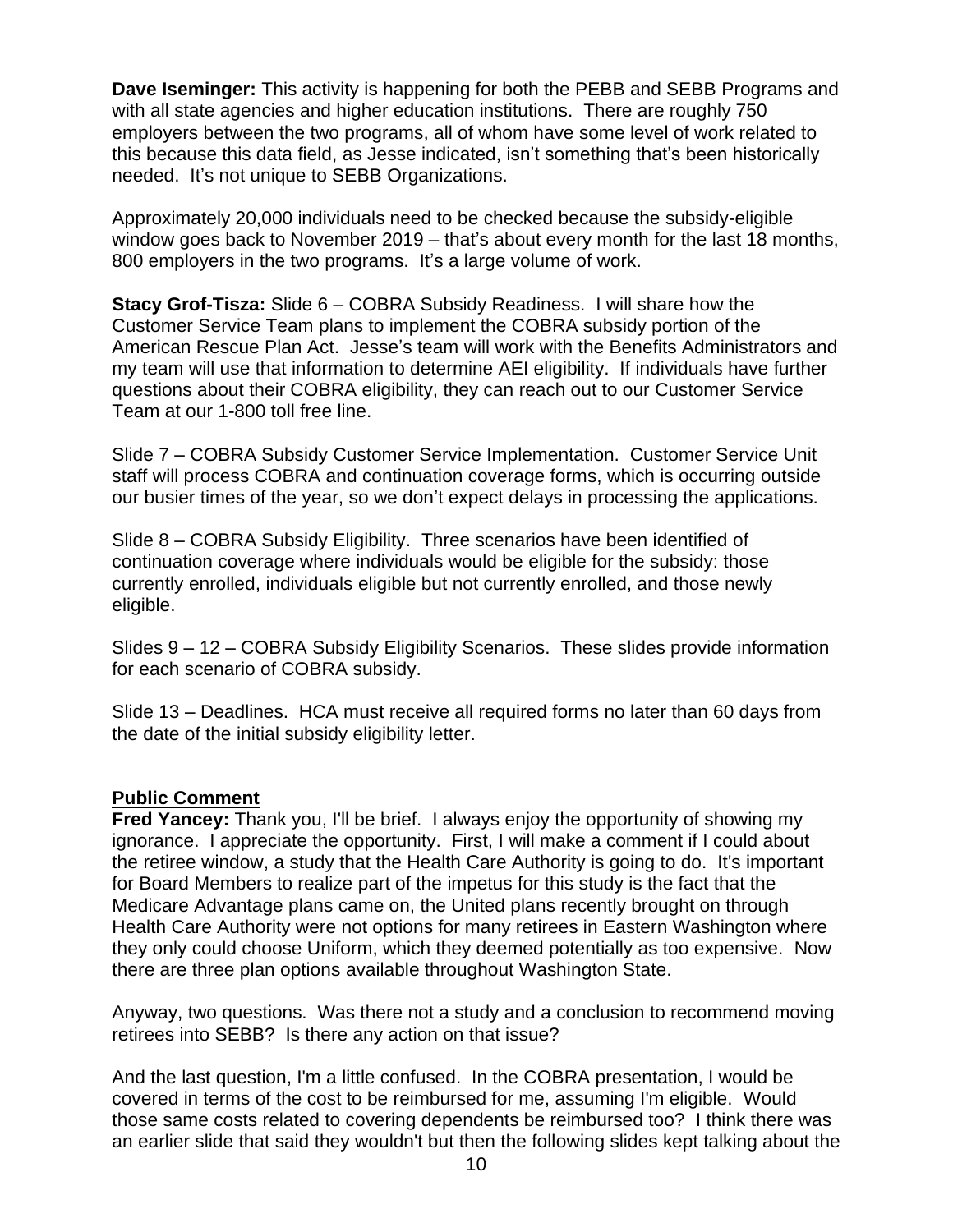**Dave Iseminger:** This activity is happening for both the PEBB and SEBB Programs and with all state agencies and higher education institutions. There are roughly 750 employers between the two programs, all of whom have some level of work related to this because this data field, as Jesse indicated, isn't something that's been historically needed. It's not unique to SEBB Organizations.

Approximately 20,000 individuals need to be checked because the subsidy-eligible window goes back to November 2019 – that's about every month for the last 18 months, 800 employers in the two programs. It's a large volume of work.

**Stacy Grof-Tisza:** Slide 6 – COBRA Subsidy Readiness. I will share how the Customer Service Team plans to implement the COBRA subsidy portion of the American Rescue Plan Act. Jesse's team will work with the Benefits Administrators and my team will use that information to determine AEI eligibility. If individuals have further questions about their COBRA eligibility, they can reach out to our Customer Service Team at our 1-800 toll free line.

Slide 7 – COBRA Subsidy Customer Service Implementation. Customer Service Unit staff will process COBRA and continuation coverage forms, which is occurring outside our busier times of the year, so we don't expect delays in processing the applications.

Slide 8 – COBRA Subsidy Eligibility. Three scenarios have been identified of continuation coverage where individuals would be eligible for the subsidy: those currently enrolled, individuals eligible but not currently enrolled, and those newly eligible.

Slides 9 – 12 – COBRA Subsidy Eligibility Scenarios. These slides provide information for each scenario of COBRA subsidy.

Slide 13 – Deadlines. HCA must receive all required forms no later than 60 days from the date of the initial subsidy eligibility letter.

## Public Comment

**Fred Yancey:** Thank you, I'll be brief. I always enjoy the opportunity of showing my ignorance. I appreciate the opportunity. First, I will make a comment if I could about the retiree window, a study that the Health Care Authority is going to do. It's important for Board Members to realize part of the impetus for this study is the fact that the Medicare Advantage plans came on, the United plans recently brought on through Health Care Authority were not options for many retirees in Eastern Washington where they only could choose Uniform, which they deemed potentially as too expensive. Now there are three plan options available throughout Washington State.

Anyway, two questions. Was there not a study and a conclusion to recommend moving retirees into SEBB? Is there any action on that issue?

And the last question, I'm a little confused. In the COBRA presentation, I would be covered in terms of the cost to be reimbursed for me, assuming I'm eligible. Would those same costs related to covering dependents be reimbursed too? I think there was an earlier slide that said they wouldn't but then the following slides kept talking about the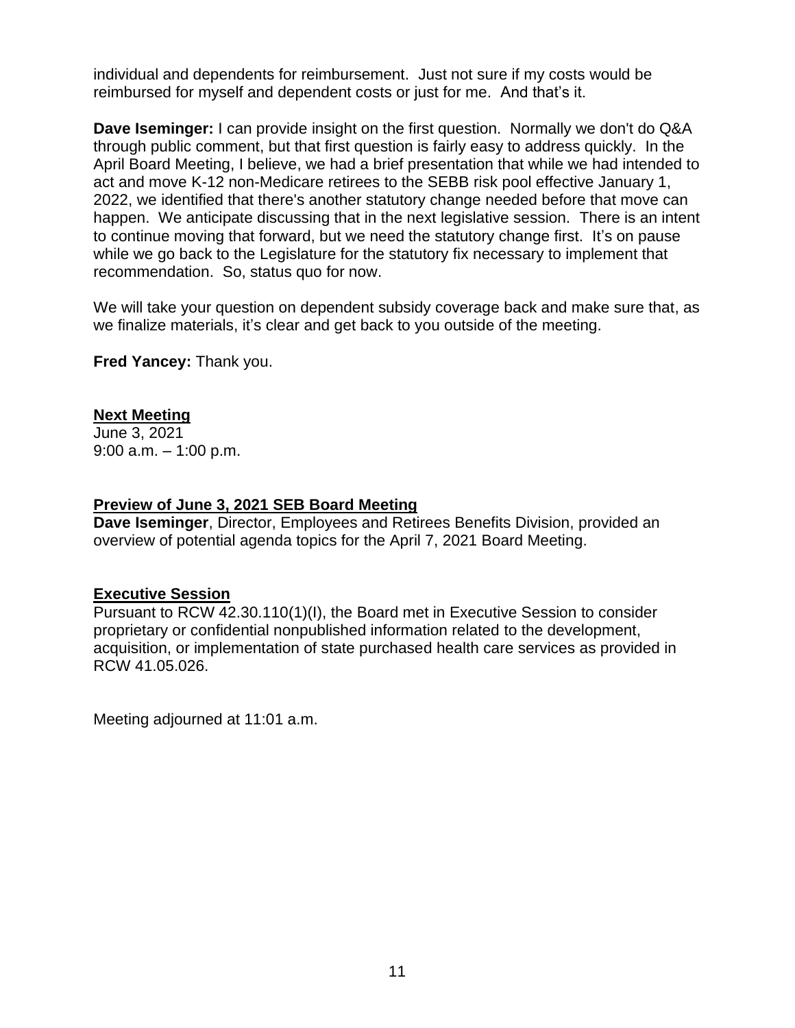individual and dependents for reimbursement. Just not sure if my costs would be reimbursed for myself and dependent costs or just for me. And that's it.

**Dave Iseminger:** I can provide insight on the first question. Normally we don't do Q&A through public comment, but that first question is fairly easy to address quickly. In the April Board Meeting, I believe, we had a brief presentation that while we had intended to act and move K-12 non-Medicare retirees to the SEBB risk pool effective January 1, 2022, we identified that there's another statutory change needed before that move can happen. We anticipate discussing that in the next legislative session. There is an intent to continue moving that forward, but we need the statutory change first. It's on pause while we go back to the Legislature for the statutory fix necessary to implement that recommendation. So, status quo for now.

We will take your question on dependent subsidy coverage back and make sure that, as we finalize materials, it's clear and get back to you outside of the meeting.

**Fred Yancey:** Thank you.

## Next Meeting

June 3, 2021
9:00 a.m. – 1:00 p.m.

## Preview of June 3, 2021 SEB Board Meeting

**Dave Iseminger**, Director, Employees and Retirees Benefits Division, provided an overview of potential agenda topics for the April 7, 2021 Board Meeting.

## Executive Session

Pursuant to RCW 42.30.110(1)(l), the Board met in Executive Session to consider proprietary or confidential nonpublished information related to the development, acquisition, or implementation of state purchased health care services as provided in RCW 41.05.026.

Meeting adjourned at 11:01 a.m.